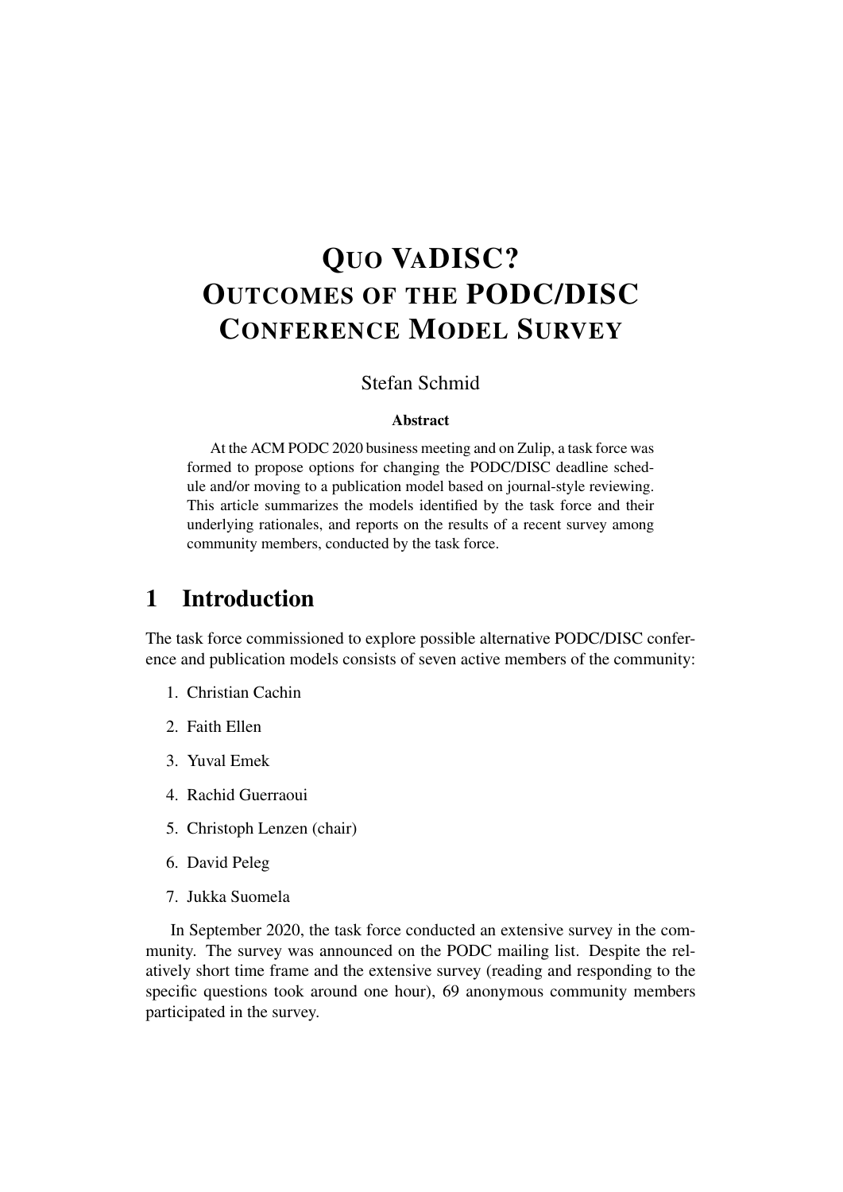# Quo VaDISC? Outcomes of the PODC/DISC Conference Model Survey

Stefan Schmid

**Abstract**

At the ACM PODC 2020 business meeting and on Zulip, a task force was formed to propose options for changing the PODC/DISC deadline schedule and/or moving to a publication model based on journal-style reviewing. This article summarizes the models identified by the task force and their underlying rationales, and reports on the results of a recent survey among community members, conducted by the task force.

## 1 Introduction

The task force commissioned to explore possible alternative PODC/DISC conference and publication models consists of seven active members of the community:

1. Christian Cachin
2. Faith Ellen
3. Yuval Emek
4. Rachid Guerraoui
5. Christoph Lenzen (chair)
6. David Peleg
7. Jukka Suomela

In September 2020, the task force conducted an extensive survey in the community. The survey was announced on the PODC mailing list. Despite the relatively short time frame and the extensive survey (reading and responding to the specific questions took around one hour), 69 anonymous community members participated in the survey.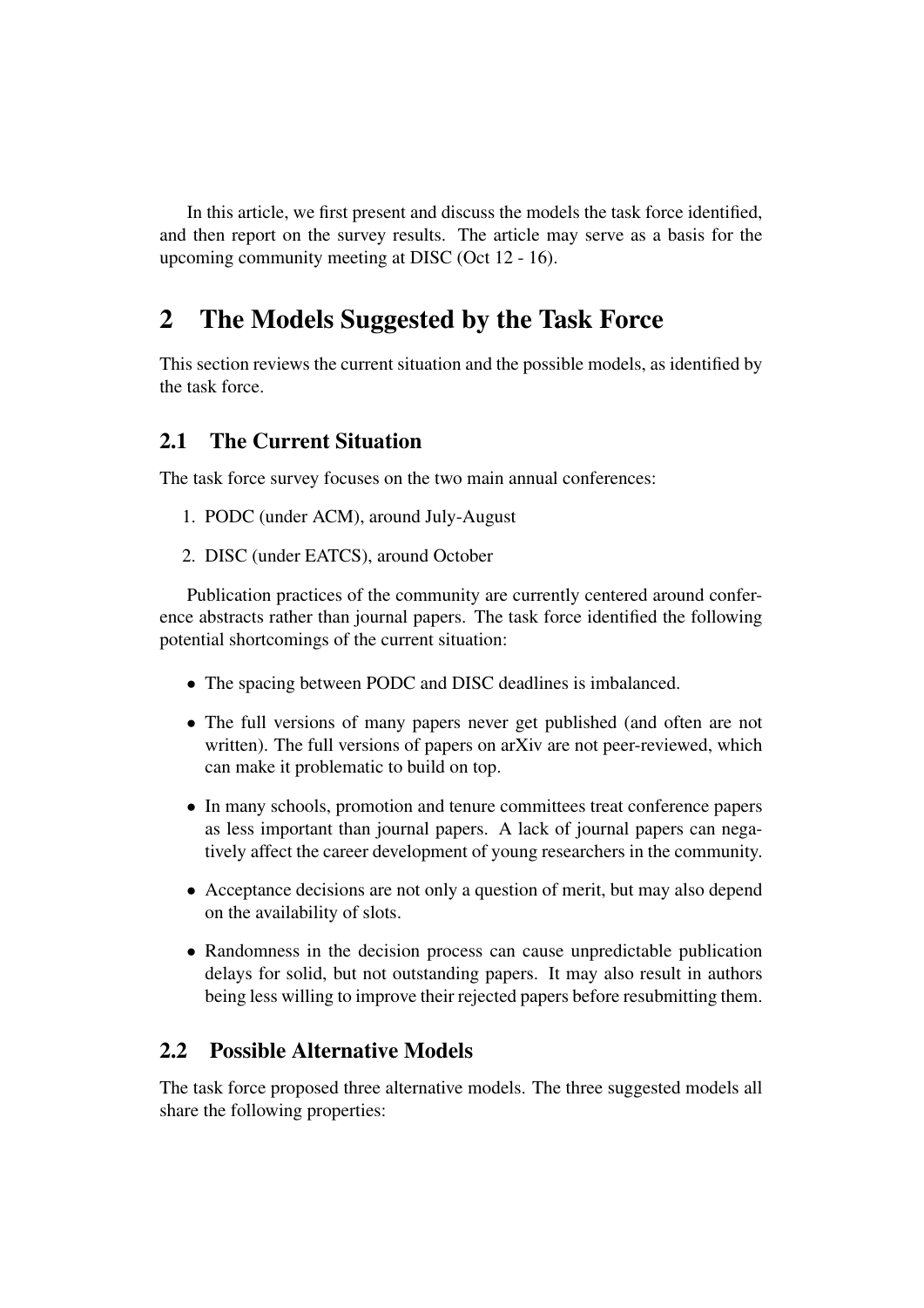In this article, we first present and discuss the models the task force identified, and then report on the survey results. The article may serve as a basis for the upcoming community meeting at DISC (Oct 12 - 16).

## 2 The Models Suggested by the Task Force

This section reviews the current situation and the possible models, as identified by the task force.

### 2.1 The Current Situation

The task force survey focuses on the two main annual conferences:

1. PODC (under ACM), around July-August
2. DISC (under EATCS), around October

Publication practices of the community are currently centered around conference abstracts rather than journal papers. The task force identified the following potential shortcomings of the current situation:

- The spacing between PODC and DISC deadlines is imbalanced.
- The full versions of many papers never get published (and often are not written). The full versions of papers on arXiv are not peer-reviewed, which can make it problematic to build on top.
- In many schools, promotion and tenure committees treat conference papers as less important than journal papers. A lack of journal papers can negatively affect the career development of young researchers in the community.
- Acceptance decisions are not only a question of merit, but may also depend on the availability of slots.
- Randomness in the decision process can cause unpredictable publication delays for solid, but not outstanding papers. It may also result in authors being less willing to improve their rejected papers before resubmitting them.

### 2.2 Possible Alternative Models

The task force proposed three alternative models. The three suggested models all share the following properties: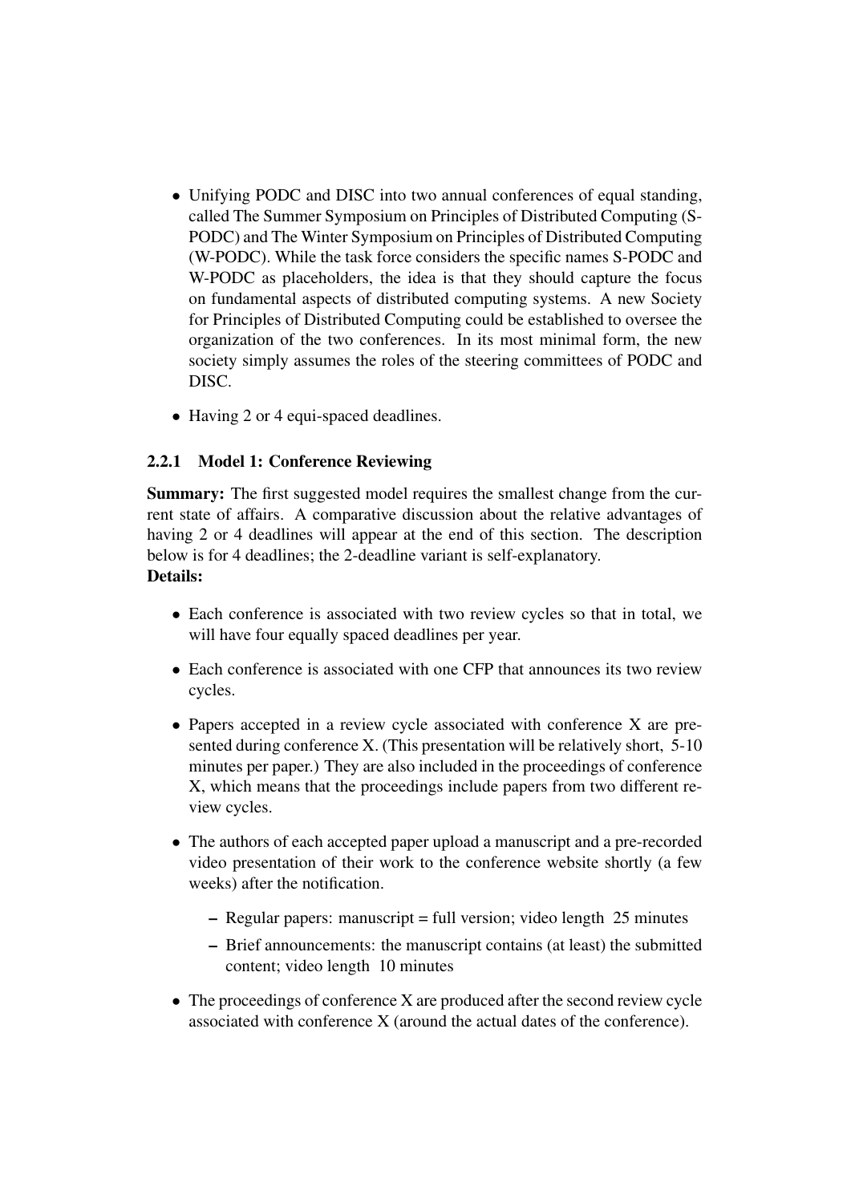- Unifying PODC and DISC into two annual conferences of equal standing, called The Summer Symposium on Principles of Distributed Computing (S-PODC) and The Winter Symposium on Principles of Distributed Computing (W-PODC). While the task force considers the specific names S-PODC and W-PODC as placeholders, the idea is that they should capture the focus on fundamental aspects of distributed computing systems. A new Society for Principles of Distributed Computing could be established to oversee the organization of the two conferences. In its most minimal form, the new society simply assumes the roles of the steering committees of PODC and DISC.
- Having 2 or 4 equi-spaced deadlines.

### 2.2.1 Model 1: Conference Reviewing

**Summary:** The first suggested model requires the smallest change from the current state of affairs. A comparative discussion about the relative advantages of having 2 or 4 deadlines will appear at the end of this section. The description below is for 4 deadlines; the 2-deadline variant is self-explanatory.

**Details:**

- Each conference is associated with two review cycles so that in total, we will have four equally spaced deadlines per year.
- Each conference is associated with one CFP that announces its two review cycles.
- Papers accepted in a review cycle associated with conference X are presented during conference X. (This presentation will be relatively short, 5-10 minutes per paper.) They are also included in the proceedings of conference X, which means that the proceedings include papers from two different review cycles.
- The authors of each accepted paper upload a manuscript and a pre-recorded video presentation of their work to the conference website shortly (a few weeks) after the notification.
  - Regular papers: manuscript = full version; video length 25 minutes
  - Brief announcements: the manuscript contains (at least) the submitted content; video length 10 minutes
- The proceedings of conference X are produced after the second review cycle associated with conference X (around the actual dates of the conference).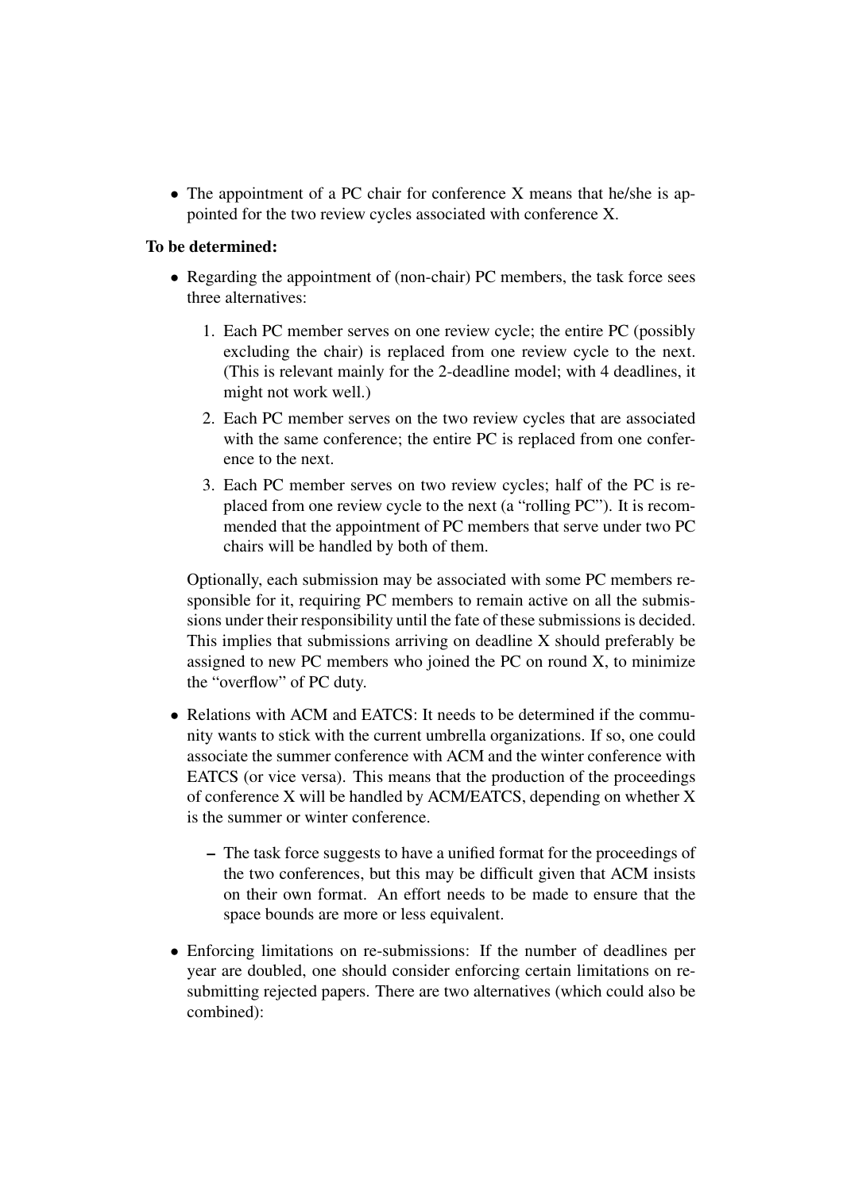- The appointment of a PC chair for conference X means that he/she is appointed for the two review cycles associated with conference X.

**To be determined:**

- Regarding the appointment of (non-chair) PC members, the task force sees three alternatives:

  1. Each PC member serves on one review cycle; the entire PC (possibly excluding the chair) is replaced from one review cycle to the next. (This is relevant mainly for the 2-deadline model; with 4 deadlines, it might not work well.)
  2. Each PC member serves on the two review cycles that are associated with the same conference; the entire PC is replaced from one conference to the next.
  3. Each PC member serves on two review cycles; half of the PC is replaced from one review cycle to the next (a "rolling PC"). It is recommended that the appointment of PC members that serve under two PC chairs will be handled by both of them.

  Optionally, each submission may be associated with some PC members responsible for it, requiring PC members to remain active on all the submissions under their responsibility until the fate of these submissions is decided. This implies that submissions arriving on deadline X should preferably be assigned to new PC members who joined the PC on round X, to minimize the "overflow" of PC duty.

- Relations with ACM and EATCS: It needs to be determined if the community wants to stick with the current umbrella organizations. If so, one could associate the summer conference with ACM and the winter conference with EATCS (or vice versa). This means that the production of the proceedings of conference X will be handled by ACM/EATCS, depending on whether X is the summer or winter conference.

  – The task force suggests to have a unified format for the proceedings of the two conferences, but this may be difficult given that ACM insists on their own format. An effort needs to be made to ensure that the space bounds are more or less equivalent.

- Enforcing limitations on re-submissions: If the number of deadlines per year are doubled, one should consider enforcing certain limitations on re-submitting rejected papers. There are two alternatives (which could also be combined):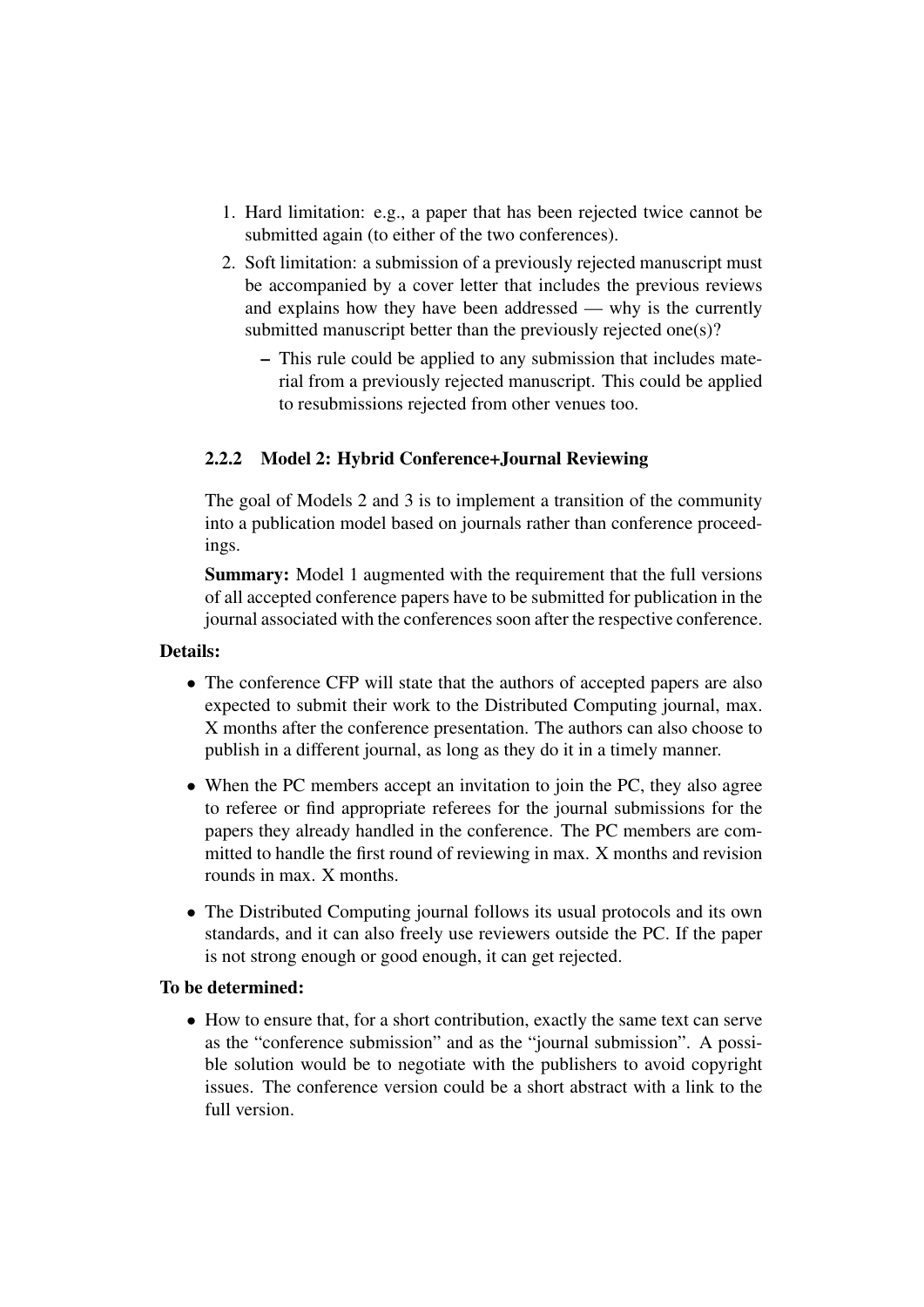1. Hard limitation: e.g., a paper that has been rejected twice cannot be submitted again (to either of the two conferences).
2. Soft limitation: a submission of a previously rejected manuscript must be accompanied by a cover letter that includes the previous reviews and explains how they have been addressed — why is the currently submitted manuscript better than the previously rejected one(s)?
   - This rule could be applied to any submission that includes material from a previously rejected manuscript. This could be applied to resubmissions rejected from other venues too.

### 2.2.2 Model 2: Hybrid Conference+Journal Reviewing

The goal of Models 2 and 3 is to implement a transition of the community into a publication model based on journals rather than conference proceedings.

**Summary:** Model 1 augmented with the requirement that the full versions of all accepted conference papers have to be submitted for publication in the journal associated with the conferences soon after the respective conference.

**Details:**

- The conference CFP will state that the authors of accepted papers are also expected to submit their work to the Distributed Computing journal, max. X months after the conference presentation. The authors can also choose to publish in a different journal, as long as they do it in a timely manner.
- When the PC members accept an invitation to join the PC, they also agree to referee or find appropriate referees for the journal submissions for the papers they already handled in the conference. The PC members are committed to handle the first round of reviewing in max. X months and revision rounds in max. X months.
- The Distributed Computing journal follows its usual protocols and its own standards, and it can also freely use reviewers outside the PC. If the paper is not strong enough or good enough, it can get rejected.

**To be determined:**

- How to ensure that, for a short contribution, exactly the same text can serve as the "conference submission" and as the "journal submission". A possible solution would be to negotiate with the publishers to avoid copyright issues. The conference version could be a short abstract with a link to the full version.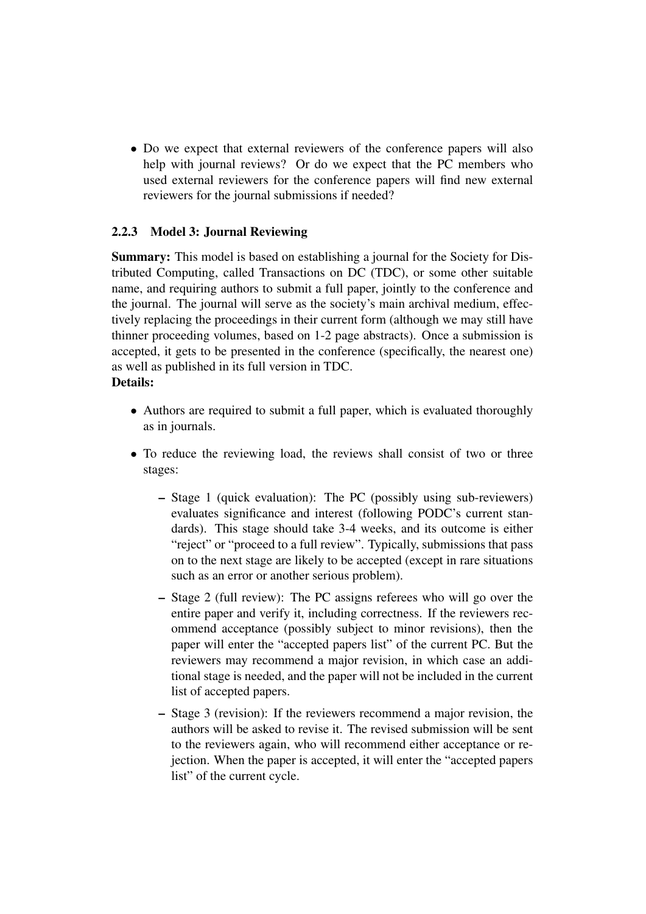- Do we expect that external reviewers of the conference papers will also help with journal reviews? Or do we expect that the PC members who used external reviewers for the conference papers will find new external reviewers for the journal submissions if needed?

### 2.2.3 Model 3: Journal Reviewing

**Summary:** This model is based on establishing a journal for the Society for Distributed Computing, called Transactions on DC (TDC), or some other suitable name, and requiring authors to submit a full paper, jointly to the conference and the journal. The journal will serve as the society's main archival medium, effectively replacing the proceedings in their current form (although we may still have thinner proceeding volumes, based on 1-2 page abstracts). Once a submission is accepted, it gets to be presented in the conference (specifically, the nearest one) as well as published in its full version in TDC.

**Details:**

- Authors are required to submit a full paper, which is evaluated thoroughly as in journals.
- To reduce the reviewing load, the reviews shall consist of two or three stages:
  - Stage 1 (quick evaluation): The PC (possibly using sub-reviewers) evaluates significance and interest (following PODC's current standards). This stage should take 3-4 weeks, and its outcome is either "reject" or "proceed to a full review". Typically, submissions that pass on to the next stage are likely to be accepted (except in rare situations such as an error or another serious problem).
  - Stage 2 (full review): The PC assigns referees who will go over the entire paper and verify it, including correctness. If the reviewers recommend acceptance (possibly subject to minor revisions), then the paper will enter the "accepted papers list" of the current PC. But the reviewers may recommend a major revision, in which case an additional stage is needed, and the paper will not be included in the current list of accepted papers.
  - Stage 3 (revision): If the reviewers recommend a major revision, the authors will be asked to revise it. The revised submission will be sent to the reviewers again, who will recommend either acceptance or rejection. When the paper is accepted, it will enter the "accepted papers list" of the current cycle.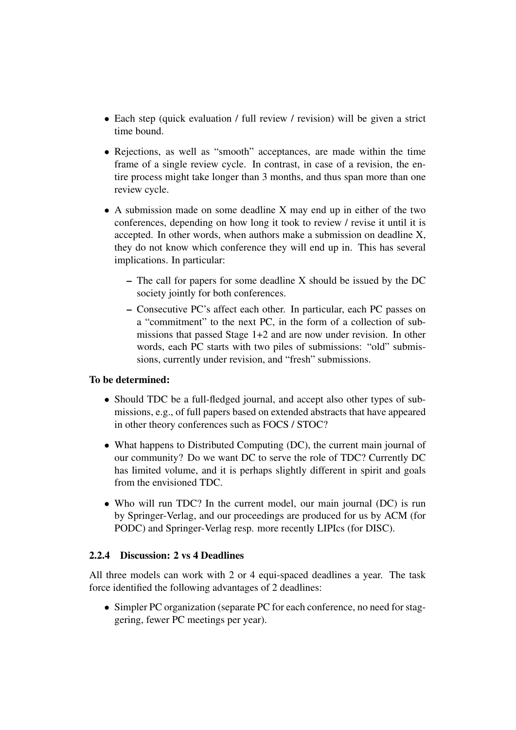- Each step (quick evaluation / full review / revision) will be given a strict time bound.
- Rejections, as well as "smooth" acceptances, are made within the time frame of a single review cycle. In contrast, in case of a revision, the entire process might take longer than 3 months, and thus span more than one review cycle.
- A submission made on some deadline X may end up in either of the two conferences, depending on how long it took to review / revise it until it is accepted. In other words, when authors make a submission on deadline X, they do not know which conference they will end up in. This has several implications. In particular:
  - The call for papers for some deadline X should be issued by the DC society jointly for both conferences.
  - Consecutive PC's affect each other. In particular, each PC passes on a "commitment" to the next PC, in the form of a collection of submissions that passed Stage 1+2 and are now under revision. In other words, each PC starts with two piles of submissions: "old" submissions, currently under revision, and "fresh" submissions.

**To be determined:**

- Should TDC be a full-fledged journal, and accept also other types of submissions, e.g., of full papers based on extended abstracts that have appeared in other theory conferences such as FOCS / STOC?
- What happens to Distributed Computing (DC), the current main journal of our community? Do we want DC to serve the role of TDC? Currently DC has limited volume, and it is perhaps slightly different in spirit and goals from the envisioned TDC.
- Who will run TDC? In the current model, our main journal (DC) is run by Springer-Verlag, and our proceedings are produced for us by ACM (for PODC) and Springer-Verlag resp. more recently LIPIcs (for DISC).

#### 2.2.4 Discussion: 2 vs 4 Deadlines

All three models can work with 2 or 4 equi-spaced deadlines a year. The task force identified the following advantages of 2 deadlines:

- Simpler PC organization (separate PC for each conference, no need for staggering, fewer PC meetings per year).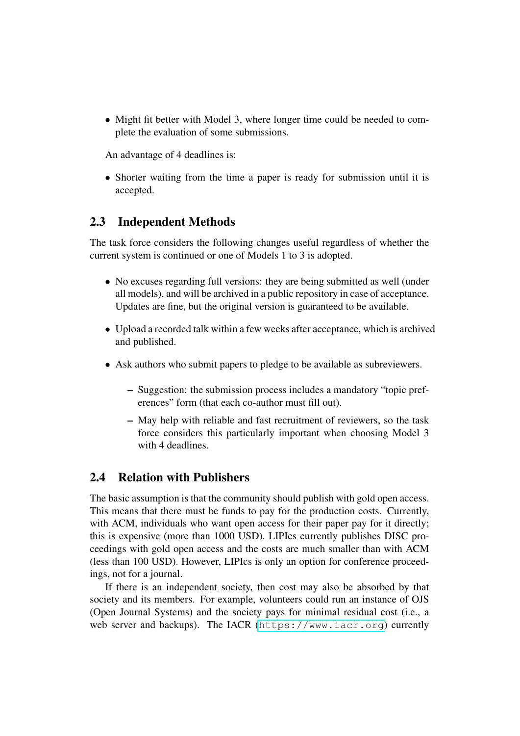- Might fit better with Model 3, where longer time could be needed to complete the evaluation of some submissions.

An advantage of 4 deadlines is:

- Shorter waiting from the time a paper is ready for submission until it is accepted.

## 2.3 Independent Methods

The task force considers the following changes useful regardless of whether the current system is continued or one of Models 1 to 3 is adopted.

- No excuses regarding full versions: they are being submitted as well (under all models), and will be archived in a public repository in case of acceptance. Updates are fine, but the original version is guaranteed to be available.
- Upload a recorded talk within a few weeks after acceptance, which is archived and published.
- Ask authors who submit papers to pledge to be available as subreviewers.
  - Suggestion: the submission process includes a mandatory "topic preferences" form (that each co-author must fill out).
  - May help with reliable and fast recruitment of reviewers, so the task force considers this particularly important when choosing Model 3 with 4 deadlines.

## 2.4 Relation with Publishers

The basic assumption is that the community should publish with gold open access. This means that there must be funds to pay for the production costs. Currently, with ACM, individuals who want open access for their paper pay for it directly; this is expensive (more than 1000 USD). LIPIcs currently publishes DISC proceedings with gold open access and the costs are much smaller than with ACM (less than 100 USD). However, LIPIcs is only an option for conference proceedings, not for a journal.

If there is an independent society, then cost may also be absorbed by that society and its members. For example, volunteers could run an instance of OJS (Open Journal Systems) and the society pays for minimal residual cost (i.e., a web server and backups). The IACR (https://www.iacr.org) currently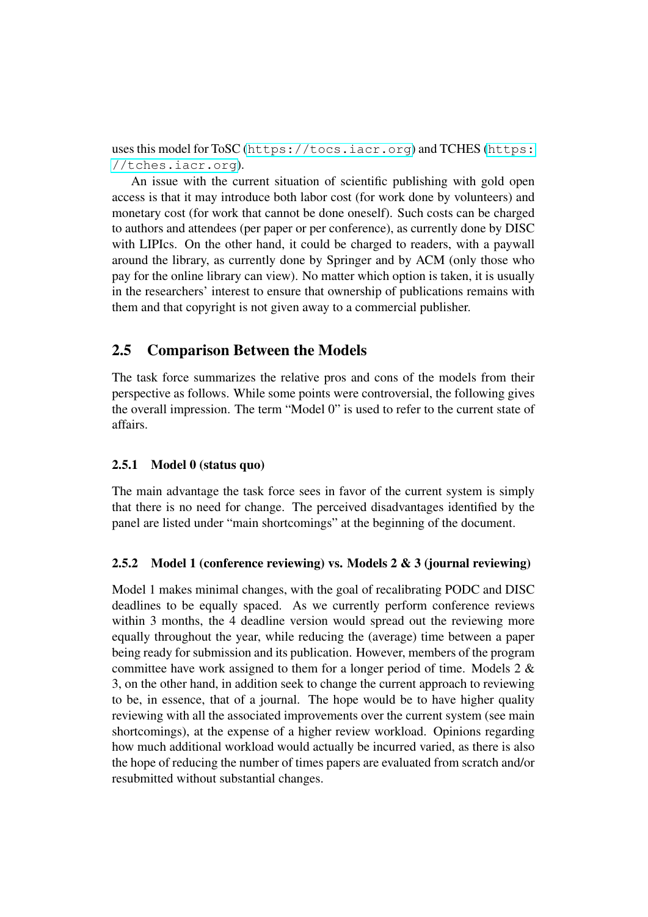uses this model for ToSC (https://tocs.iacr.org) and TCHES (https://tches.iacr.org).

An issue with the current situation of scientific publishing with gold open access is that it may introduce both labor cost (for work done by volunteers) and monetary cost (for work that cannot be done oneself). Such costs can be charged to authors and attendees (per paper or per conference), as currently done by DISC with LIPIcs. On the other hand, it could be charged to readers, with a paywall around the library, as currently done by Springer and by ACM (only those who pay for the online library can view). No matter which option is taken, it is usually in the researchers' interest to ensure that ownership of publications remains with them and that copyright is not given away to a commercial publisher.

## 2.5 Comparison Between the Models

The task force summarizes the relative pros and cons of the models from their perspective as follows. While some points were controversial, the following gives the overall impression. The term "Model 0" is used to refer to the current state of affairs.

### 2.5.1 Model 0 (status quo)

The main advantage the task force sees in favor of the current system is simply that there is no need for change. The perceived disadvantages identified by the panel are listed under "main shortcomings" at the beginning of the document.

### 2.5.2 Model 1 (conference reviewing) vs. Models 2 & 3 (journal reviewing)

Model 1 makes minimal changes, with the goal of recalibrating PODC and DISC deadlines to be equally spaced. As we currently perform conference reviews within 3 months, the 4 deadline version would spread out the reviewing more equally throughout the year, while reducing the (average) time between a paper being ready for submission and its publication. However, members of the program committee have work assigned to them for a longer period of time. Models 2 & 3, on the other hand, in addition seek to change the current approach to reviewing to be, in essence, that of a journal. The hope would be to have higher quality reviewing with all the associated improvements over the current system (see main shortcomings), at the expense of a higher review workload. Opinions regarding how much additional workload would actually be incurred varied, as there is also the hope of reducing the number of times papers are evaluated from scratch and/or resubmitted without substantial changes.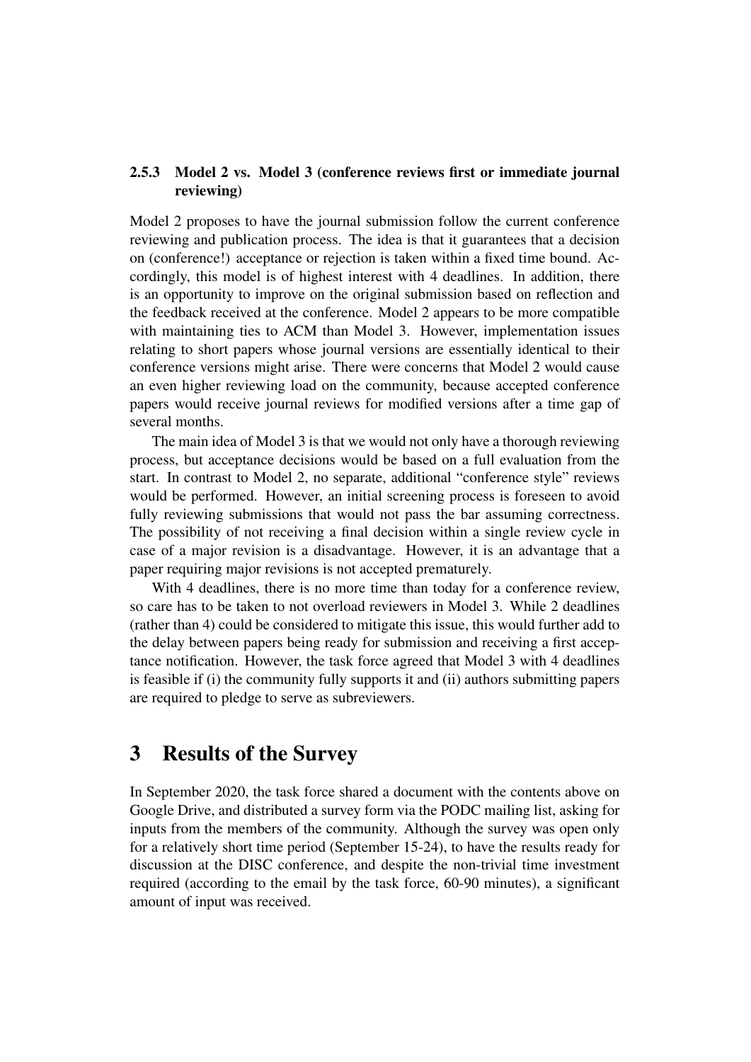### 2.5.3 Model 2 vs. Model 3 (conference reviews first or immediate journal reviewing)

Model 2 proposes to have the journal submission follow the current conference reviewing and publication process. The idea is that it guarantees that a decision on (conference!) acceptance or rejection is taken within a fixed time bound. Accordingly, this model is of highest interest with 4 deadlines. In addition, there is an opportunity to improve on the original submission based on reflection and the feedback received at the conference. Model 2 appears to be more compatible with maintaining ties to ACM than Model 3. However, implementation issues relating to short papers whose journal versions are essentially identical to their conference versions might arise. There were concerns that Model 2 would cause an even higher reviewing load on the community, because accepted conference papers would receive journal reviews for modified versions after a time gap of several months.

The main idea of Model 3 is that we would not only have a thorough reviewing process, but acceptance decisions would be based on a full evaluation from the start. In contrast to Model 2, no separate, additional "conference style" reviews would be performed. However, an initial screening process is foreseen to avoid fully reviewing submissions that would not pass the bar assuming correctness. The possibility of not receiving a final decision within a single review cycle in case of a major revision is a disadvantage. However, it is an advantage that a paper requiring major revisions is not accepted prematurely.

With 4 deadlines, there is no more time than today for a conference review, so care has to be taken to not overload reviewers in Model 3. While 2 deadlines (rather than 4) could be considered to mitigate this issue, this would further add to the delay between papers being ready for submission and receiving a first acceptance notification. However, the task force agreed that Model 3 with 4 deadlines is feasible if (i) the community fully supports it and (ii) authors submitting papers are required to pledge to serve as subreviewers.

# 3 Results of the Survey

In September 2020, the task force shared a document with the contents above on Google Drive, and distributed a survey form via the PODC mailing list, asking for inputs from the members of the community. Although the survey was open only for a relatively short time period (September 15-24), to have the results ready for discussion at the DISC conference, and despite the non-trivial time investment required (according to the email by the task force, 60-90 minutes), a significant amount of input was received.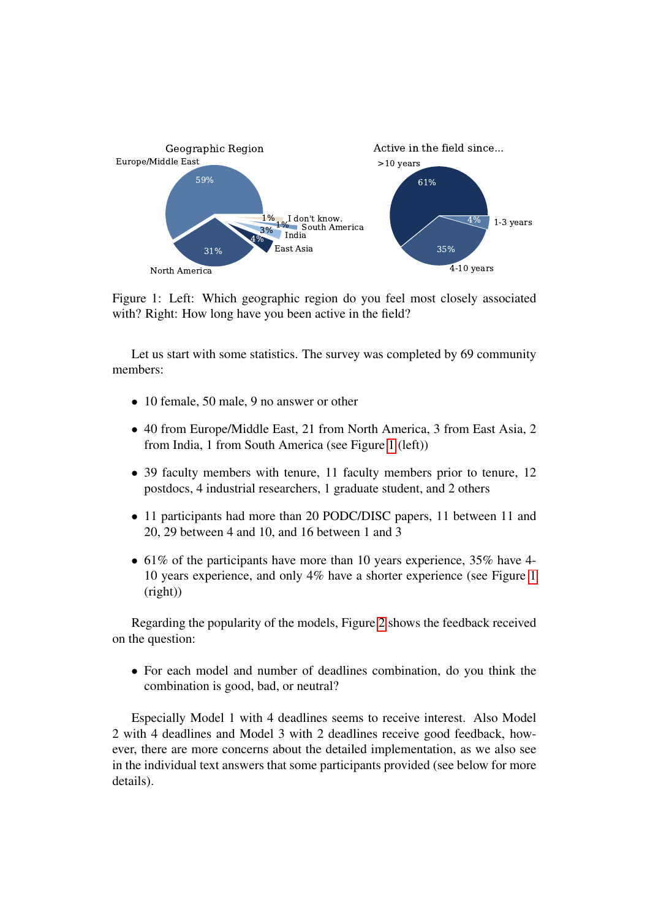Figure 1: Left: Which geographic region do you feel most closely associated with? Right: How long have you been active in the field?

Let us start with some statistics. The survey was completed by 69 community members:

- 10 female, 50 male, 9 no answer or other
- 40 from Europe/Middle East, 21 from North America, 3 from East Asia, 2 from India, 1 from South America (see Figure 1 (left))
- 39 faculty members with tenure, 11 faculty members prior to tenure, 12 postdocs, 4 industrial researchers, 1 graduate student, and 2 others
- 11 participants had more than 20 PODC/DISC papers, 11 between 11 and 20, 29 between 4 and 10, and 16 between 1 and 3
- 61% of the participants have more than 10 years experience, 35% have 4-10 years experience, and only 4% have a shorter experience (see Figure 1 (right))

Regarding the popularity of the models, Figure 2 shows the feedback received on the question:

- For each model and number of deadlines combination, do you think the combination is good, bad, or neutral?

Especially Model 1 with 4 deadlines seems to receive interest. Also Model 2 with 4 deadlines and Model 3 with 2 deadlines receive good feedback, however, there are more concerns about the detailed implementation, as we also see in the individual text answers that some participants provided (see below for more details).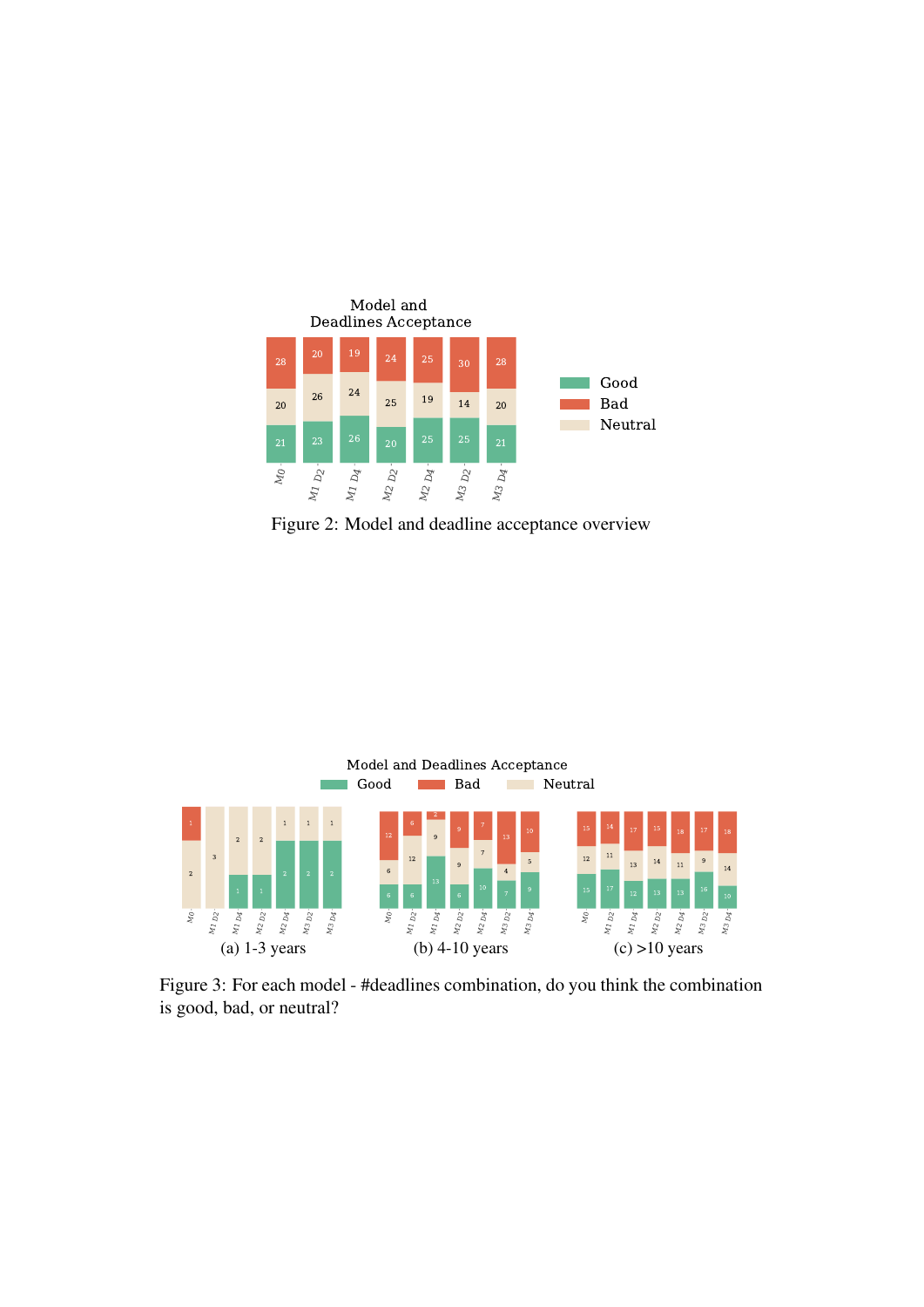Figure 2: Model and deadline acceptance overview

(a) 1-3 years

(b) 4-10 years

(c) >10 years

Figure 3: For each model - #deadlines combination, do you think the combination is good, bad, or neutral?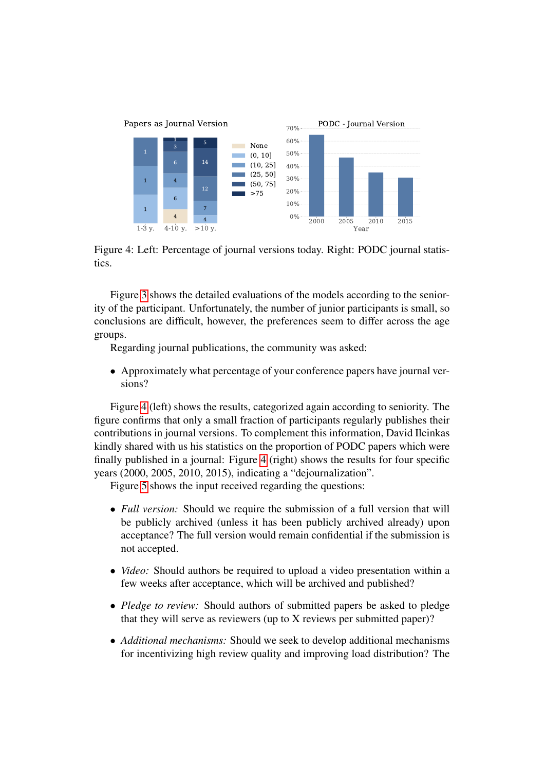Figure 4: Left: Percentage of journal versions today. Right: PODC journal statistics.

Figure 3 shows the detailed evaluations of the models according to the seniority of the participant. Unfortunately, the number of junior participants is small, so conclusions are difficult, however, the preferences seem to differ across the age groups.

Regarding journal publications, the community was asked:

- Approximately what percentage of your conference papers have journal versions?

Figure 4 (left) shows the results, categorized again according to seniority. The figure confirms that only a small fraction of participants regularly publishes their contributions in journal versions. To complement this information, David Ilcinkas kindly shared with us his statistics on the proportion of PODC papers which were finally published in a journal: Figure 4 (right) shows the results for four specific years (2000, 2005, 2010, 2015), indicating a "dejournalization".

Figure 5 shows the input received regarding the questions:

- *Full version:* Should we require the submission of a full version that will be publicly archived (unless it has been publicly archived already) upon acceptance? The full version would remain confidential if the submission is not accepted.
- *Video:* Should authors be required to upload a video presentation within a few weeks after acceptance, which will be archived and published?
- *Pledge to review:* Should authors of submitted papers be asked to pledge that they will serve as reviewers (up to X reviews per submitted paper)?
- *Additional mechanisms:* Should we seek to develop additional mechanisms for incentivizing high review quality and improving load distribution? The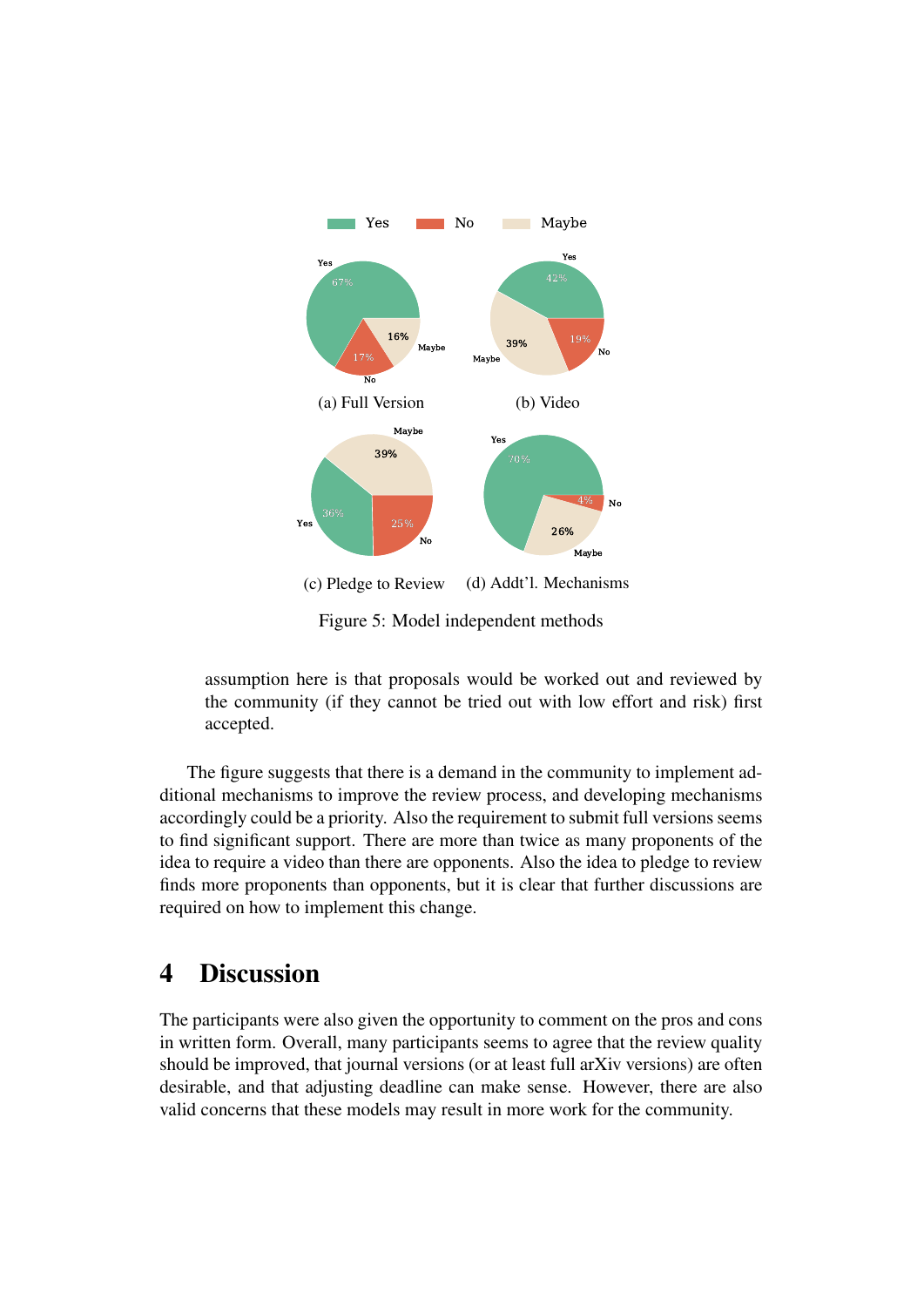Figure 5: Model independent methods

assumption here is that proposals would be worked out and reviewed by the community (if they cannot be tried out with low effort and risk) first accepted.

The figure suggests that there is a demand in the community to implement additional mechanisms to improve the review process, and developing mechanisms accordingly could be a priority. Also the requirement to submit full versions seems to find significant support. There are more than twice as many proponents of the idea to require a video than there are opponents. Also the idea to pledge to review finds more proponents than opponents, but it is clear that further discussions are required on how to implement this change.

# 4 Discussion

The participants were also given the opportunity to comment on the pros and cons in written form. Overall, many participants seems to agree that the review quality should be improved, that journal versions (or at least full arXiv versions) are often desirable, and that adjusting deadline can make sense. However, there are also valid concerns that these models may result in more work for the community.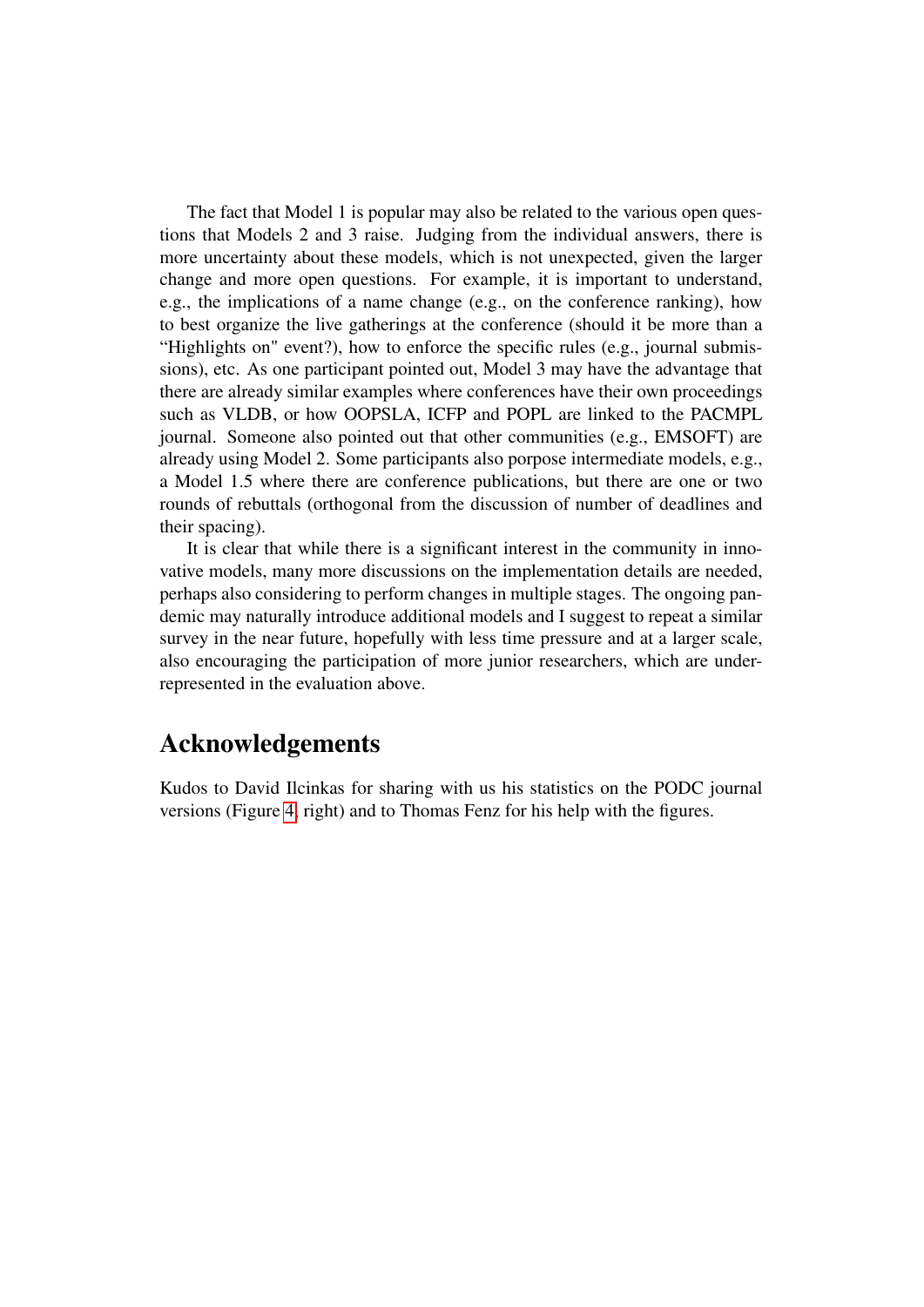The fact that Model 1 is popular may also be related to the various open questions that Models 2 and 3 raise. Judging from the individual answers, there is more uncertainty about these models, which is not unexpected, given the larger change and more open questions. For example, it is important to understand, e.g., the implications of a name change (e.g., on the conference ranking), how to best organize the live gatherings at the conference (should it be more than a "Highlights on" event?), how to enforce the specific rules (e.g., journal submissions), etc. As one participant pointed out, Model 3 may have the advantage that there are already similar examples where conferences have their own proceedings such as VLDB, or how OOPSLA, ICFP and POPL are linked to the PACMPL journal. Someone also pointed out that other communities (e.g., EMSOFT) are already using Model 2. Some participants also porpose intermediate models, e.g., a Model 1.5 where there are conference publications, but there are one or two rounds of rebuttals (orthogonal from the discussion of number of deadlines and their spacing).

It is clear that while there is a significant interest in the community in innovative models, many more discussions on the implementation details are needed, perhaps also considering to perform changes in multiple stages. The ongoing pandemic may naturally introduce additional models and I suggest to repeat a similar survey in the near future, hopefully with less time pressure and at a larger scale, also encouraging the participation of more junior researchers, which are underrepresented in the evaluation above.

## Acknowledgements

Kudos to David Ilcinkas for sharing with us his statistics on the PODC journal versions (Figure 4, right) and to Thomas Fenz for his help with the figures.